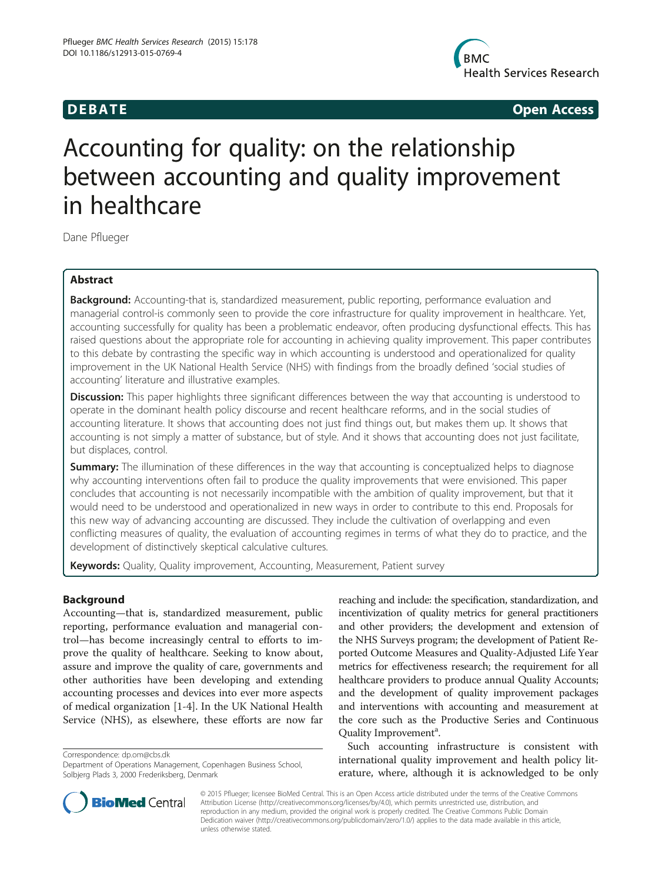DEBATE Open Access

# Accounting for quality: on the relationship between accounting and quality improvement in healthcare

Dane Pflueger

## Abstract

**Background:** Accounting-that is, standardized measurement, public reporting, performance evaluation and managerial control-is commonly seen to provide the core infrastructure for quality improvement in healthcare. Yet, accounting successfully for quality has been a problematic endeavor, often producing dysfunctional effects. This has raised questions about the appropriate role for accounting in achieving quality improvement. This paper contributes to this debate by contrasting the specific way in which accounting is understood and operationalized for quality improvement in the UK National Health Service (NHS) with findings from the broadly defined 'social studies of accounting' literature and illustrative examples.

**Discussion:** This paper highlights three significant differences between the way that accounting is understood to operate in the dominant health policy discourse and recent healthcare reforms, and in the social studies of accounting literature. It shows that accounting does not just find things out, but makes them up. It shows that accounting is not simply a matter of substance, but of style. And it shows that accounting does not just facilitate, but displaces, control.

**Summary:** The illumination of these differences in the way that accounting is conceptualized helps to diagnose why accounting interventions often fail to produce the quality improvements that were envisioned. This paper concludes that accounting is not necessarily incompatible with the ambition of quality improvement, but that it would need to be understood and operationalized in new ways in order to contribute to this end. Proposals for this new way of advancing accounting are discussed. They include the cultivation of overlapping and even conflicting measures of quality, the evaluation of accounting regimes in terms of what they do to practice, and the development of distinctively skeptical calculative cultures.

**Keywords:** Quality, Quality improvement, Accounting, Measurement, Patient survey

## Background

Accounting—that is, standardized measurement, public reporting, performance evaluation and managerial control—has become increasingly central to efforts to improve the quality of healthcare. Seeking to know about, assure and improve the quality of care, governments and other authorities have been developing and extending accounting processes and devices into ever more aspects of medical organization [1-4]. In the UK National Health Service (NHS), as elsewhere, these efforts are now far reaching and include: the specification, standardization, and incentivization of quality metrics for general practitioners and other providers; the development and extension of the NHS Surveys program; the development of Patient Reported Outcome Measures and Quality-Adjusted Life Year metrics for effectiveness research; the requirement for all healthcare providers to produce annual Quality Accounts; and the development of quality improvement packages and interventions with accounting and measurement at the core such as the Productive Series and Continuous Quality Improvement[a].

Such accounting infrastructure is consistent with international quality improvement and health policy literature, where, although it is acknowledged to be only

Correspondence: dp.om@cbs.dk
Department of Operations Management, Copenhagen Business School, Solbjerg Plads 3, 2000 Frederiksberg, Denmark

© 2015 Pflueger; licensee BioMed Central. This is an Open Access article distributed under the terms of the Creative Commons Attribution License (http://creativecommons.org/licenses/by/4.0), which permits unrestricted use, distribution, and reproduction in any medium, provided the original work is properly credited. The Creative Commons Public Domain Dedication waiver (http://creativecommons.org/publicdomain/zero/1.0/) applies to the data made available in this article, unless otherwise stated.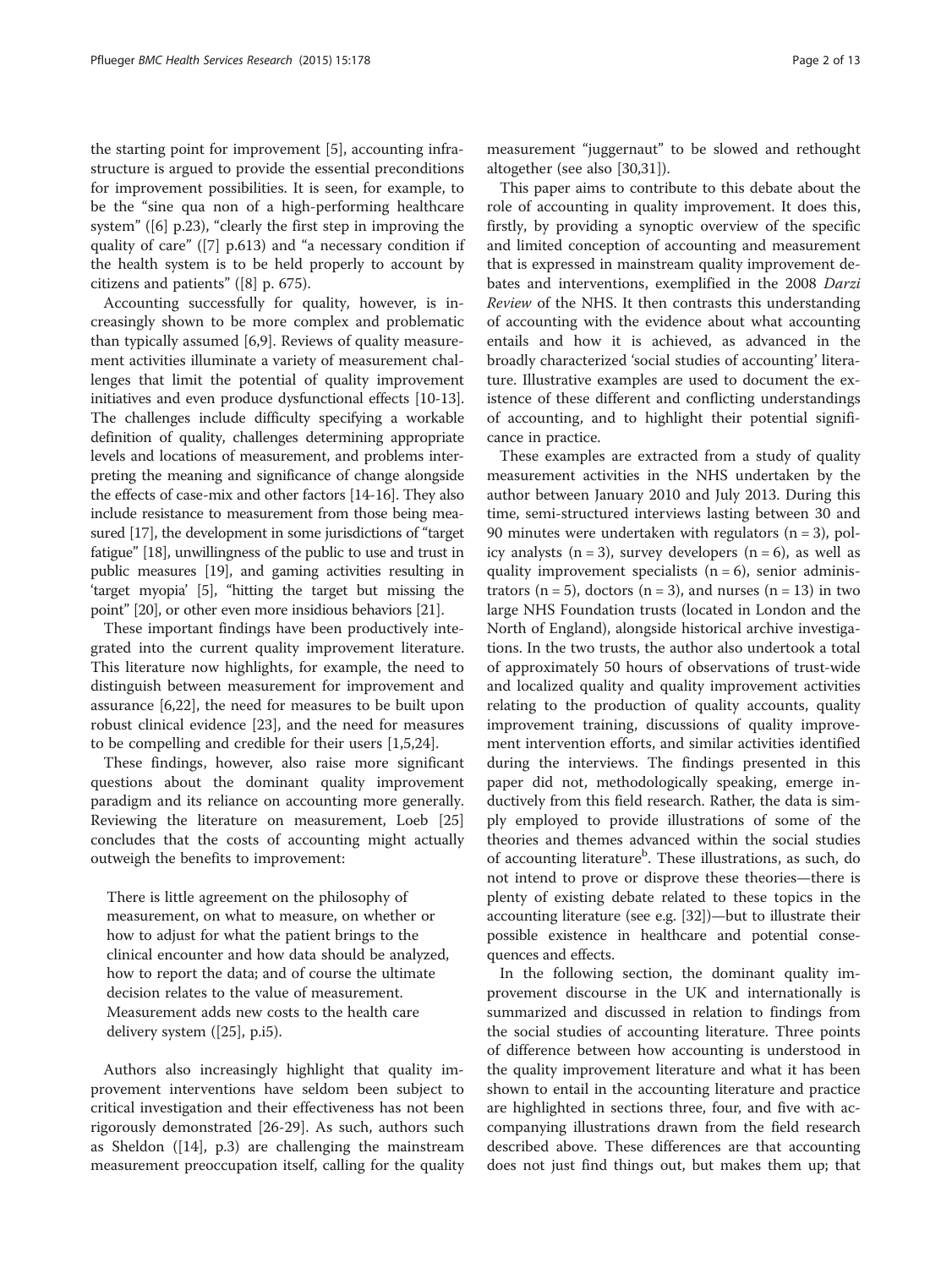the starting point for improvement [5], accounting infrastructure is argued to provide the essential preconditions for improvement possibilities. It is seen, for example, to be the "sine qua non of a high-performing healthcare system" ([6] p.23), "clearly the first step in improving the quality of care" ([7] p.613) and "a necessary condition if the health system is to be held properly to account by citizens and patients" ([8] p. 675).

Accounting successfully for quality, however, is increasingly shown to be more complex and problematic than typically assumed [6,9]. Reviews of quality measurement activities illuminate a variety of measurement challenges that limit the potential of quality improvement initiatives and even produce dysfunctional effects [10-13]. The challenges include difficulty specifying a workable definition of quality, challenges determining appropriate levels and locations of measurement, and problems interpreting the meaning and significance of change alongside the effects of case-mix and other factors [14-16]. They also include resistance to measurement from those being measured [17], the development in some jurisdictions of "target fatigue" [18], unwillingness of the public to use and trust in public measures [19], and gaming activities resulting in 'target myopia' [5], "hitting the target but missing the point" [20], or other even more insidious behaviors [21].

These important findings have been productively integrated into the current quality improvement literature. This literature now highlights, for example, the need to distinguish between measurement for improvement and assurance [6,22], the need for measures to be built upon robust clinical evidence [23], and the need for measures to be compelling and credible for their users [1,5,24].

These findings, however, also raise more significant questions about the dominant quality improvement paradigm and its reliance on accounting more generally. Reviewing the literature on measurement, Loeb [25] concludes that the costs of accounting might actually outweigh the benefits to improvement:

> There is little agreement on the philosophy of measurement, on what to measure, on whether or how to adjust for what the patient brings to the clinical encounter and how data should be analyzed, how to report the data; and of course the ultimate decision relates to the value of measurement. Measurement adds new costs to the health care delivery system ([25], p.i5).

Authors also increasingly highlight that quality improvement interventions have seldom been subject to critical investigation and their effectiveness has not been rigorously demonstrated [26-29]. As such, authors such as Sheldon ([14], p.3) are challenging the mainstream measurement preoccupation itself, calling for the quality measurement "juggernaut" to be slowed and rethought altogether (see also [30,31]).

This paper aims to contribute to this debate about the role of accounting in quality improvement. It does this, firstly, by providing a synoptic overview of the specific and limited conception of accounting and measurement that is expressed in mainstream quality improvement debates and interventions, exemplified in the 2008 *Darzi Review* of the NHS. It then contrasts this understanding of accounting with the evidence about what accounting entails and how it is achieved, as advanced in the broadly characterized 'social studies of accounting' literature. Illustrative examples are used to document the existence of these different and conflicting understandings of accounting, and to highlight their potential significance in practice.

These examples are extracted from a study of quality measurement activities in the NHS undertaken by the author between January 2010 and July 2013. During this time, semi-structured interviews lasting between 30 and 90 minutes were undertaken with regulators (n = 3), policy analysts (n = 3), survey developers (n = 6), as well as quality improvement specialists (n = 6), senior administrators (n = 5), doctors (n = 3), and nurses (n = 13) in two large NHS Foundation trusts (located in London and the North of England), alongside historical archive investigations. In the two trusts, the author also undertook a total of approximately 50 hours of observations of trust-wide and localized quality and quality improvement activities relating to the production of quality accounts, quality improvement training, discussions of quality improvement intervention efforts, and similar activities identified during the interviews. The findings presented in this paper did not, methodologically speaking, emerge inductively from this field research. Rather, the data is simply employed to provide illustrations of some of the theories and themes advanced within the social studies of accounting literature[b]. These illustrations, as such, do not intend to prove or disprove these theories—there is plenty of existing debate related to these topics in the accounting literature (see e.g. [32])—but to illustrate their possible existence in healthcare and potential consequences and effects.

In the following section, the dominant quality improvement discourse in the UK and internationally is summarized and discussed in relation to findings from the social studies of accounting literature. Three points of difference between how accounting is understood in the quality improvement literature and what it has been shown to entail in the accounting literature and practice are highlighted in sections three, four, and five with accompanying illustrations drawn from the field research described above. These differences are that accounting does not just find things out, but makes them up; that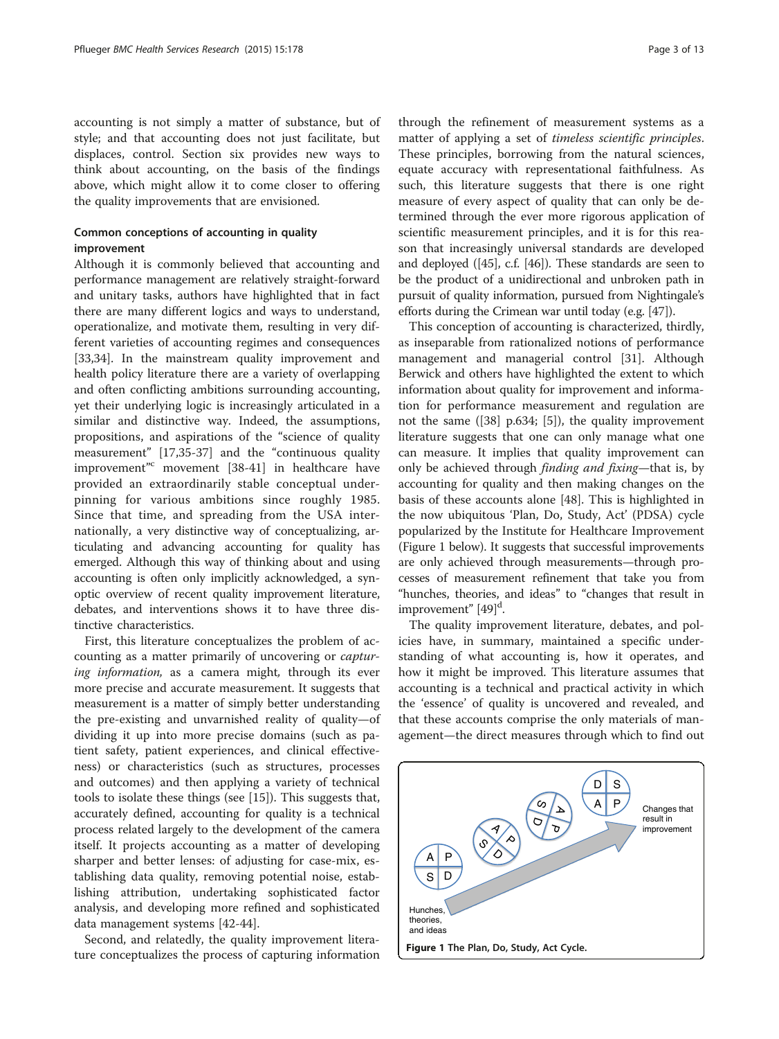accounting is not simply a matter of substance, but of style; and that accounting does not just facilitate, but displaces, control. Section six provides new ways to think about accounting, on the basis of the findings above, which might allow it to come closer to offering the quality improvements that are envisioned.

## Common conceptions of accounting in quality improvement

Although it is commonly believed that accounting and performance management are relatively straight-forward and unitary tasks, authors have highlighted that in fact there are many different logics and ways to understand, operationalize, and motivate them, resulting in very different varieties of accounting regimes and consequences [33,34]. In the mainstream quality improvement and health policy literature there are a variety of overlapping and often conflicting ambitions surrounding accounting, yet their underlying logic is increasingly articulated in a similar and distinctive way. Indeed, the assumptions, propositions, and aspirations of the "science of quality measurement" [17,35-37] and the "continuous quality improvement"[c] movement [38-41] in healthcare have provided an extraordinarily stable conceptual underpinning for various ambitions since roughly 1985. Since that time, and spreading from the USA internationally, a very distinctive way of conceptualizing, articulating and advancing accounting for quality has emerged. Although this way of thinking about and using accounting is often only implicitly acknowledged, a synoptic overview of recent quality improvement literature, debates, and interventions shows it to have three distinctive characteristics.

First, this literature conceptualizes the problem of accounting as a matter primarily of uncovering or *capturing information,* as a camera might, through its ever more precise and accurate measurement. It suggests that measurement is a matter of simply better understanding the pre-existing and unvarnished reality of quality—of dividing it up into more precise domains (such as patient safety, patient experiences, and clinical effectiveness) or characteristics (such as structures, processes and outcomes) and then applying a variety of technical tools to isolate these things (see [15]). This suggests that, accurately defined, accounting for quality is a technical process related largely to the development of the camera itself. It projects accounting as a matter of developing sharper and better lenses: of adjusting for case-mix, establishing data quality, removing potential noise, establishing attribution, undertaking sophisticated factor analysis, and developing more refined and sophisticated data management systems [42-44].

Second, and relatedly, the quality improvement literature conceptualizes the process of capturing information through the refinement of measurement systems as a matter of applying a set of *timeless scientific principles.* These principles, borrowing from the natural sciences, equate accuracy with representational faithfulness. As such, this literature suggests that there is one right measure of every aspect of quality that can only be determined through the ever more rigorous application of scientific measurement principles, and it is for this reason that increasingly universal standards are developed and deployed ([45], c.f. [46]). These standards are seen to be the product of a unidirectional and unbroken path in pursuit of quality information, pursued from Nightingale's efforts during the Crimean war until today (e.g. [47]).

This conception of accounting is characterized, thirdly, as inseparable from rationalized notions of performance management and managerial control [31]. Although Berwick and others have highlighted the extent to which information about quality for improvement and information for performance measurement and regulation are not the same ([38] p.634; [5]), the quality improvement literature suggests that one can only manage what one can measure. It implies that quality improvement can only be achieved through *finding and fixing*—that is, by accounting for quality and then making changes on the basis of these accounts alone [48]. This is highlighted in the now ubiquitous 'Plan, Do, Study, Act' (PDSA) cycle popularized by the Institute for Healthcare Improvement (Figure 1 below). It suggests that successful improvements are only achieved through measurements—through processes of measurement refinement that take you from "hunches, theories, and ideas" to "changes that result in improvement" [49][d].

The quality improvement literature, debates, and policies have, in summary, maintained a specific understanding of what accounting is, how it operates, and how it might be improved. This literature assumes that accounting is a technical and practical activity in which the 'essence' of quality is uncovered and revealed, and that these accounts comprise the only materials of management—the direct measures through which to find out

Hunches, theories, and ideas

A P S D

Changes that result in improvement

**Figure 1** The Plan, Do, Study, Act Cycle.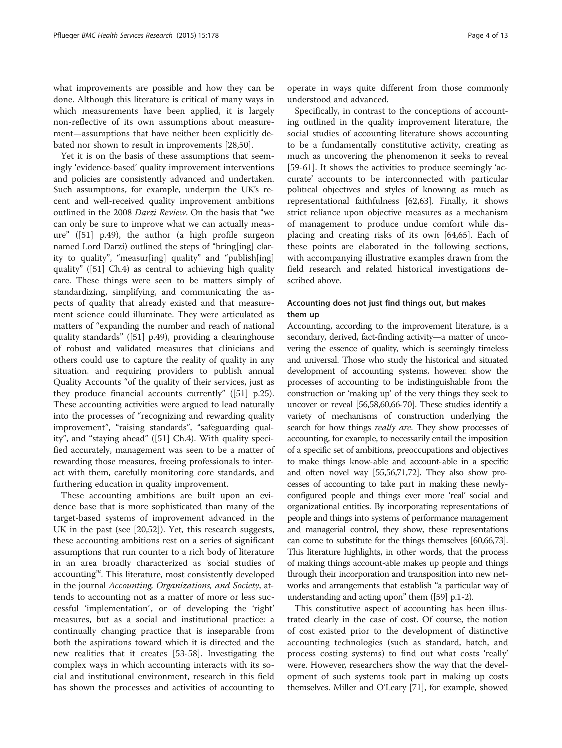what improvements are possible and how they can be done. Although this literature is critical of many ways in which measurements have been applied, it is largely non-reflective of its own assumptions about measurement—assumptions that have neither been explicitly debated nor shown to result in improvements [28,50].

Yet it is on the basis of these assumptions that seemingly 'evidence-based' quality improvement interventions and policies are consistently advanced and undertaken. Such assumptions, for example, underpin the UK's recent and well-received quality improvement ambitions outlined in the 2008 *Darzi Review*. On the basis that "we can only be sure to improve what we can actually measure" ([51] p.49), the author (a high profile surgeon named Lord Darzi) outlined the steps of "bring[ing] clarity to quality", "measur[ing] quality" and "publish[ing] quality" ([51] Ch.4) as central to achieving high quality care. These things were seen to be matters simply of standardizing, simplifying, and communicating the aspects of quality that already existed and that measurement science could illuminate. They were articulated as matters of "expanding the number and reach of national quality standards" ([51] p.49), providing a clearinghouse of robust and validated measures that clinicians and others could use to capture the reality of quality in any situation, and requiring providers to publish annual Quality Accounts "of the quality of their services, just as they produce financial accounts currently" ([51] p.25). These accounting activities were argued to lead naturally into the processes of "recognizing and rewarding quality improvement", "raising standards", "safeguarding quality", and "staying ahead" ([51] Ch.4). With quality specified accurately, management was seen to be a matter of rewarding those measures, freeing professionals to interact with them, carefully monitoring core standards, and furthering education in quality improvement.

These accounting ambitions are built upon an evidence base that is more sophisticated than many of the target-based systems of improvement advanced in the UK in the past (see [20,52]). Yet, this research suggests, these accounting ambitions rest on a series of significant assumptions that run counter to a rich body of literature in an area broadly characterized as 'social studies of accounting'[e]. This literature, most consistently developed in the journal *Accounting, Organizations, and Society*, attends to accounting not as a matter of more or less successful 'implementation', or of developing the 'right' measures, but as a social and institutional practice: a continually changing practice that is inseparable from both the aspirations toward which it is directed and the new realities that it creates [53-58]. Investigating the complex ways in which accounting interacts with its social and institutional environment, research in this field has shown the processes and activities of accounting to operate in ways quite different from those commonly understood and advanced.

Specifically, in contrast to the conceptions of accounting outlined in the quality improvement literature, the social studies of accounting literature shows accounting to be a fundamentally constitutive activity, creating as much as uncovering the phenomenon it seeks to reveal [59-61]. It shows the activities to produce seemingly 'accurate' accounts to be interconnected with particular political objectives and styles of knowing as much as representational faithfulness [62,63]. Finally, it shows strict reliance upon objective measures as a mechanism of management to produce undue comfort while displacing and creating risks of its own [64,65]. Each of these points are elaborated in the following sections, with accompanying illustrative examples drawn from the field research and related historical investigations described above.

### Accounting does not just find things out, but makes them up

Accounting, according to the improvement literature, is a secondary, derived, fact-finding activity—a matter of uncovering the essence of quality, which is seemingly timeless and universal. Those who study the historical and situated development of accounting systems, however, show the processes of accounting to be indistinguishable from the construction or 'making up' of the very things they seek to uncover or reveal [56,58,60,66-70]. These studies identify a variety of mechanisms of construction underlying the search for how things *really are*. They show processes of accounting, for example, to necessarily entail the imposition of a specific set of ambitions, preoccupations and objectives to make things know-able and account-able in a specific and often novel way [55,56,71,72]. They also show processes of accounting to take part in making these newly-configured people and things ever more 'real' social and organizational entities. By incorporating representations of people and things into systems of performance management and managerial control, they show, these representations can come to substitute for the things themselves [60,66,73]. This literature highlights, in other words, that the process of making things account-able makes up people and things through their incorporation and transposition into new networks and arrangements that establish "a particular way of understanding and acting upon" them ([59] p.1-2).

This constitutive aspect of accounting has been illustrated clearly in the case of cost. Of course, the notion of cost existed prior to the development of distinctive accounting technologies (such as standard, batch, and process costing systems) to find out what costs 'really' were. However, researchers show the way that the development of such systems took part in making up costs themselves. Miller and O'Leary [71], for example, showed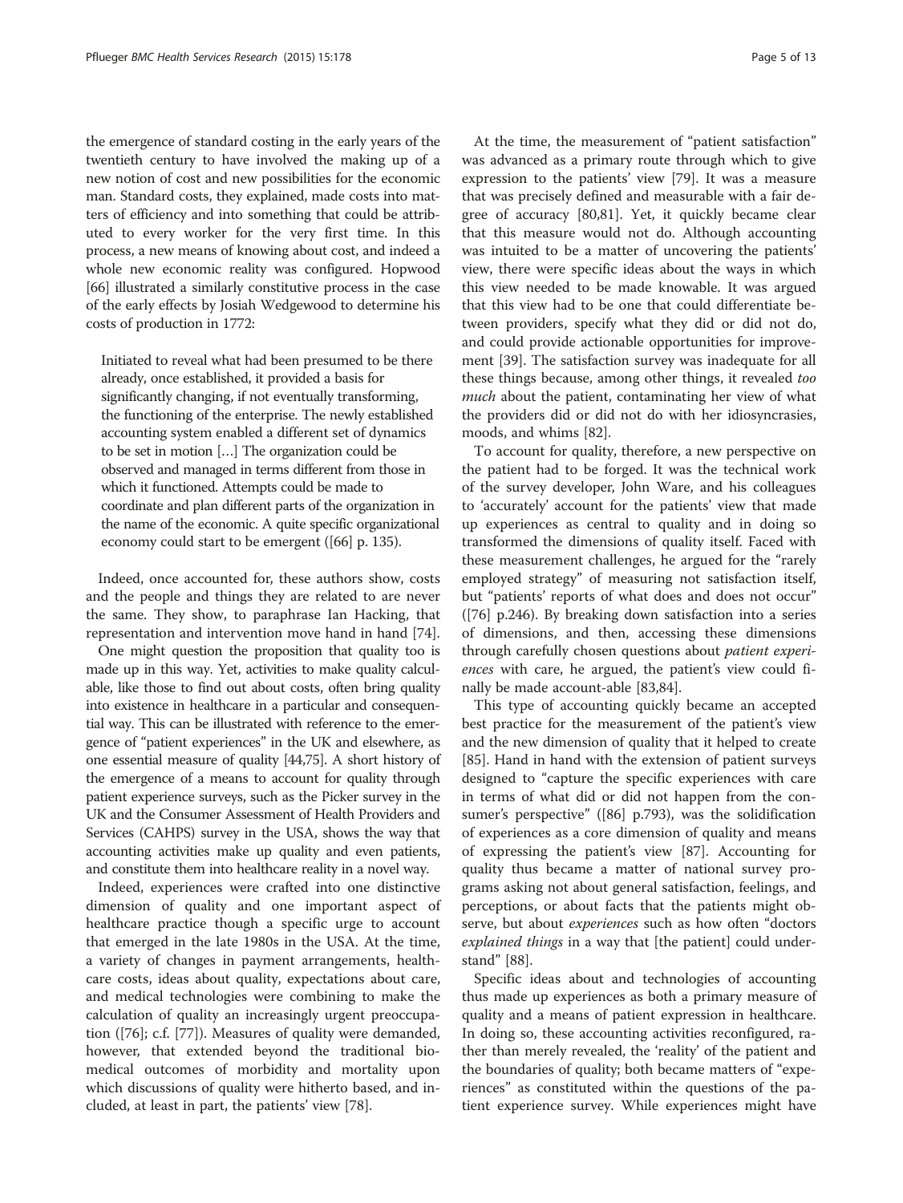the emergence of standard costing in the early years of the twentieth century to have involved the making up of a new notion of cost and new possibilities for the economic man. Standard costs, they explained, made costs into matters of efficiency and into something that could be attributed to every worker for the very first time. In this process, a new means of knowing about cost, and indeed a whole new economic reality was configured. Hopwood [66] illustrated a similarly constitutive process in the case of the early effects by Josiah Wedgewood to determine his costs of production in 1772:

> Initiated to reveal what had been presumed to be there already, once established, it provided a basis for significantly changing, if not eventually transforming, the functioning of the enterprise. The newly established accounting system enabled a different set of dynamics to be set in motion […] The organization could be observed and managed in terms different from those in which it functioned. Attempts could be made to coordinate and plan different parts of the organization in the name of the economic. A quite specific organizational economy could start to be emergent ([66] p. 135).

Indeed, once accounted for, these authors show, costs and the people and things they are related to are never the same. They show, to paraphrase Ian Hacking, that representation and intervention move hand in hand [74].

One might question the proposition that quality too is made up in this way. Yet, activities to make quality calculable, like those to find out about costs, often bring quality into existence in healthcare in a particular and consequential way. This can be illustrated with reference to the emergence of "patient experiences" in the UK and elsewhere, as one essential measure of quality [44,75]. A short history of the emergence of a means to account for quality through patient experience surveys, such as the Picker survey in the UK and the Consumer Assessment of Health Providers and Services (CAHPS) survey in the USA, shows the way that accounting activities make up quality and even patients, and constitute them into healthcare reality in a novel way.

Indeed, experiences were crafted into one distinctive dimension of quality and one important aspect of healthcare practice though a specific urge to account that emerged in the late 1980s in the USA. At the time, a variety of changes in payment arrangements, healthcare costs, ideas about quality, expectations about care, and medical technologies were combining to make the calculation of quality an increasingly urgent preoccupation ([76]; c.f. [77]). Measures of quality were demanded, however, that extended beyond the traditional biomedical outcomes of morbidity and mortality upon which discussions of quality were hitherto based, and included, at least in part, the patients' view [78].

At the time, the measurement of "patient satisfaction" was advanced as a primary route through which to give expression to the patients' view [79]. It was a measure that was precisely defined and measurable with a fair degree of accuracy [80,81]. Yet, it quickly became clear that this measure would not do. Although accounting was intuited to be a matter of uncovering the patients' view, there were specific ideas about the ways in which this view needed to be made knowable. It was argued that this view had to be one that could differentiate between providers, specify what they did or did not do, and could provide actionable opportunities for improvement [39]. The satisfaction survey was inadequate for all these things because, among other things, it revealed *too much* about the patient, contaminating her view of what the providers did or did not do with her idiosyncrasies, moods, and whims [82].

To account for quality, therefore, a new perspective on the patient had to be forged. It was the technical work of the survey developer, John Ware, and his colleagues to 'accurately' account for the patients' view that made up experiences as central to quality and in doing so transformed the dimensions of quality itself. Faced with these measurement challenges, he argued for the "rarely employed strategy" of measuring not satisfaction itself, but "patients' reports of what does and does not occur" ([76] p.246). By breaking down satisfaction into a series of dimensions, and then, accessing these dimensions through carefully chosen questions about *patient experiences* with care, he argued, the patient's view could finally be made account-able [83,84].

This type of accounting quickly became an accepted best practice for the measurement of the patient's view and the new dimension of quality that it helped to create [85]. Hand in hand with the extension of patient surveys designed to "capture the specific experiences with care in terms of what did or did not happen from the consumer's perspective" ([86] p.793), was the solidification of experiences as a core dimension of quality and means of expressing the patient's view [87]. Accounting for quality thus became a matter of national survey programs asking not about general satisfaction, feelings, and perceptions, or about facts that the patients might observe, but about *experiences* such as how often "doctors *explained things* in a way that [the patient] could understand" [88].

Specific ideas about and technologies of accounting thus made up experiences as both a primary measure of quality and a means of patient expression in healthcare. In doing so, these accounting activities reconfigured, rather than merely revealed, the 'reality' of the patient and the boundaries of quality; both became matters of "experiences" as constituted within the questions of the patient experience survey. While experiences might have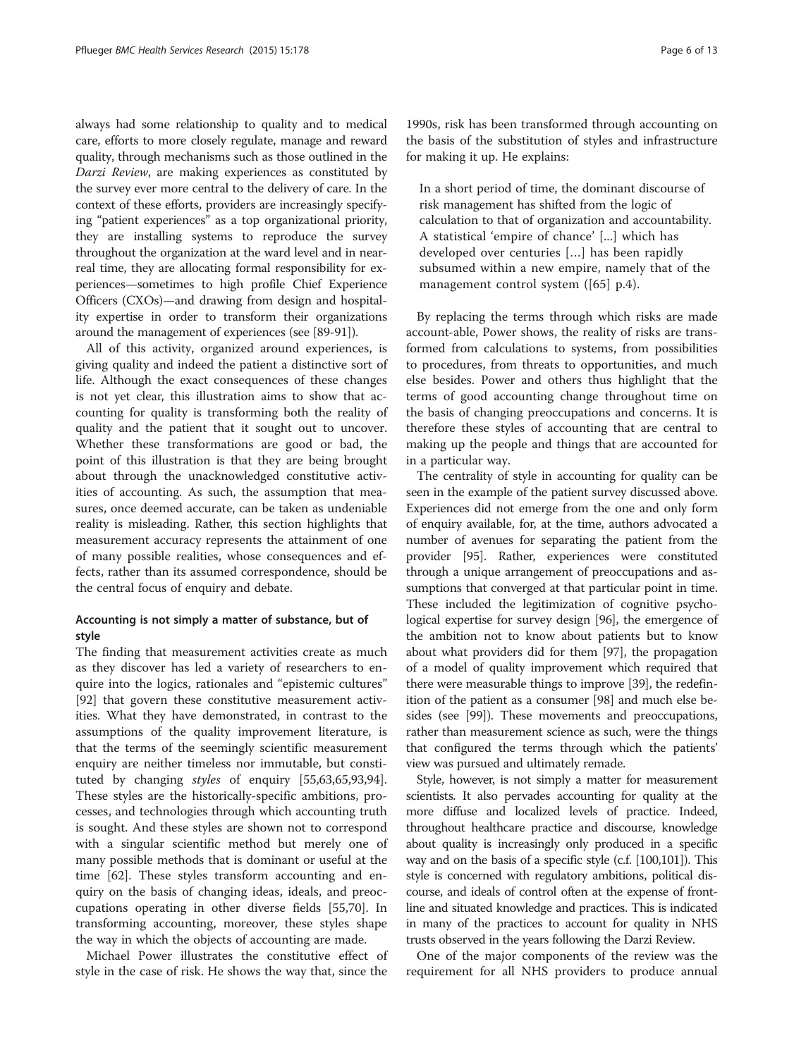always had some relationship to quality and to medical care, efforts to more closely regulate, manage and reward quality, through mechanisms such as those outlined in the *Darzi Review*, are making experiences as constituted by the survey ever more central to the delivery of care. In the context of these efforts, providers are increasingly specifying "patient experiences" as a top organizational priority, they are installing systems to reproduce the survey throughout the organization at the ward level and in near-real time, they are allocating formal responsibility for experiences—sometimes to high profile Chief Experience Officers (CXOs)—and drawing from design and hospitality expertise in order to transform their organizations around the management of experiences (see [89-91]).

All of this activity, organized around experiences, is giving quality and indeed the patient a distinctive sort of life. Although the exact consequences of these changes is not yet clear, this illustration aims to show that accounting for quality is transforming both the reality of quality and the patient that it sought out to uncover. Whether these transformations are good or bad, the point of this illustration is that they are being brought about through the unacknowledged constitutive activities of accounting. As such, the assumption that measures, once deemed accurate, can be taken as undeniable reality is misleading. Rather, this section highlights that measurement accuracy represents the attainment of one of many possible realities, whose consequences and effects, rather than its assumed correspondence, should be the central focus of enquiry and debate.

### Accounting is not simply a matter of substance, but of style

The finding that measurement activities create as much as they discover has led a variety of researchers to enquire into the logics, rationales and "epistemic cultures" [92] that govern these constitutive measurement activities. What they have demonstrated, in contrast to the assumptions of the quality improvement literature, is that the terms of the seemingly scientific measurement enquiry are neither timeless nor immutable, but constituted by changing *styles* of enquiry [55,63,65,93,94]. These styles are the historically-specific ambitions, processes, and technologies through which accounting truth is sought. And these styles are shown not to correspond with a singular scientific method but merely one of many possible methods that is dominant or useful at the time [62]. These styles transform accounting and enquiry on the basis of changing ideas, ideals, and preoccupations operating in other diverse fields [55,70]. In transforming accounting, moreover, these styles shape the way in which the objects of accounting are made.

Michael Power illustrates the constitutive effect of style in the case of risk. He shows the way that, since the 1990s, risk has been transformed through accounting on the basis of the substitution of styles and infrastructure for making it up. He explains:

> In a short period of time, the dominant discourse of risk management has shifted from the logic of calculation to that of organization and accountability. A statistical 'empire of chance' [...] which has developed over centuries [...] has been rapidly subsumed within a new empire, namely that of the management control system ([65] p.4).

By replacing the terms through which risks are made account-able, Power shows, the reality of risks are transformed from calculations to systems, from possibilities to procedures, from threats to opportunities, and much else besides. Power and others thus highlight that the terms of good accounting change throughout time on the basis of changing preoccupations and concerns. It is therefore these styles of accounting that are central to making up the people and things that are accounted for in a particular way.

The centrality of style in accounting for quality can be seen in the example of the patient survey discussed above. Experiences did not emerge from the one and only form of enquiry available, for, at the time, authors advocated a number of avenues for separating the patient from the provider [95]. Rather, experiences were constituted through a unique arrangement of preoccupations and assumptions that converged at that particular point in time. These included the legitimization of cognitive psychological expertise for survey design [96], the emergence of the ambition not to know about patients but to know about what providers did for them [97], the propagation of a model of quality improvement which required that there were measurable things to improve [39], the redefinition of the patient as a consumer [98] and much else besides (see [99]). These movements and preoccupations, rather than measurement science as such, were the things that configured the terms through which the patients' view was pursued and ultimately remade.

Style, however, is not simply a matter for measurement scientists. It also pervades accounting for quality at the more diffuse and localized levels of practice. Indeed, throughout healthcare practice and discourse, knowledge about quality is increasingly only produced in a specific way and on the basis of a specific style (c.f. [100,101]). This style is concerned with regulatory ambitions, political discourse, and ideals of control often at the expense of frontline and situated knowledge and practices. This is indicated in many of the practices to account for quality in NHS trusts observed in the years following the Darzi Review.

One of the major components of the review was the requirement for all NHS providers to produce annual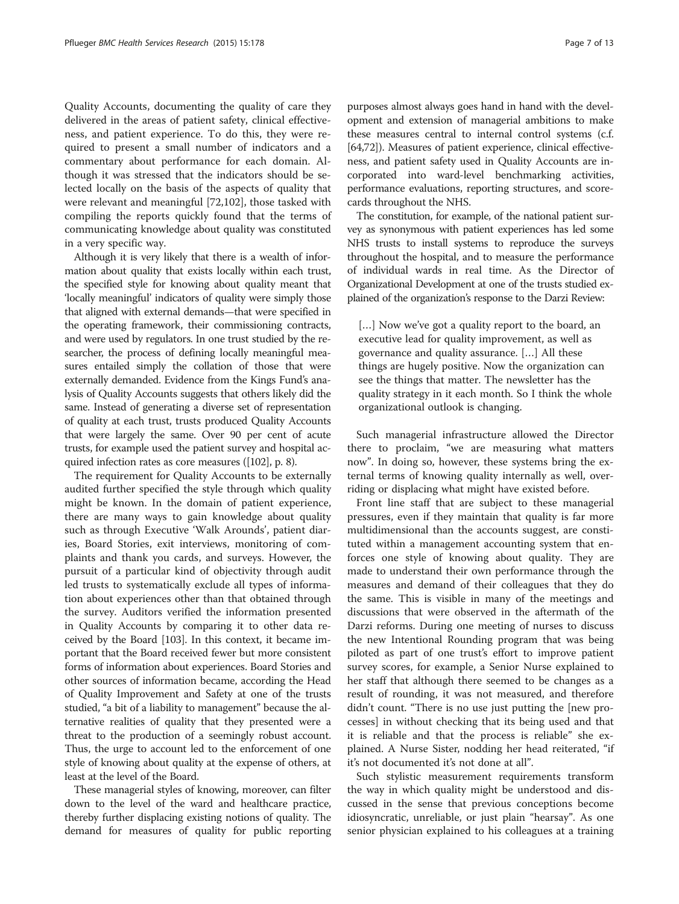Quality Accounts, documenting the quality of care they delivered in the areas of patient safety, clinical effectiveness, and patient experience. To do this, they were required to present a small number of indicators and a commentary about performance for each domain. Although it was stressed that the indicators should be selected locally on the basis of the aspects of quality that were relevant and meaningful [72,102], those tasked with compiling the reports quickly found that the terms of communicating knowledge about quality was constituted in a very specific way.

Although it is very likely that there is a wealth of information about quality that exists locally within each trust, the specified style for knowing about quality meant that 'locally meaningful' indicators of quality were simply those that aligned with external demands—that were specified in the operating framework, their commissioning contracts, and were used by regulators. In one trust studied by the researcher, the process of defining locally meaningful measures entailed simply the collation of those that were externally demanded. Evidence from the Kings Fund's analysis of Quality Accounts suggests that others likely did the same. Instead of generating a diverse set of representation of quality at each trust, trusts produced Quality Accounts that were largely the same. Over 90 per cent of acute trusts, for example used the patient survey and hospital acquired infection rates as core measures ([102], p. 8).

The requirement for Quality Accounts to be externally audited further specified the style through which quality might be known. In the domain of patient experience, there are many ways to gain knowledge about quality such as through Executive 'Walk Arounds', patient diaries, Board Stories, exit interviews, monitoring of complaints and thank you cards, and surveys. However, the pursuit of a particular kind of objectivity through audit led trusts to systematically exclude all types of information about experiences other than that obtained through the survey. Auditors verified the information presented in Quality Accounts by comparing it to other data received by the Board [103]. In this context, it became important that the Board received fewer but more consistent forms of information about experiences. Board Stories and other sources of information became, according the Head of Quality Improvement and Safety at one of the trusts studied, "a bit of a liability to management" because the alternative realities of quality that they presented were a threat to the production of a seemingly robust account. Thus, the urge to account led to the enforcement of one style of knowing about quality at the expense of others, at least at the level of the Board.

These managerial styles of knowing, moreover, can filter down to the level of the ward and healthcare practice, thereby further displacing existing notions of quality. The demand for measures of quality for public reporting purposes almost always goes hand in hand with the development and extension of managerial ambitions to make these measures central to internal control systems (c.f. [64,72]). Measures of patient experience, clinical effectiveness, and patient safety used in Quality Accounts are incorporated into ward-level benchmarking activities, performance evaluations, reporting structures, and scorecards throughout the NHS.

The constitution, for example, of the national patient survey as synonymous with patient experiences has led some NHS trusts to install systems to reproduce the surveys throughout the hospital, and to measure the performance of individual wards in real time. As the Director of Organizational Development at one of the trusts studied explained of the organization's response to the Darzi Review:

> […] Now we've got a quality report to the board, an executive lead for quality improvement, as well as governance and quality assurance. […] All these things are hugely positive. Now the organization can see the things that matter. The newsletter has the quality strategy in it each month. So I think the whole organizational outlook is changing.

Such managerial infrastructure allowed the Director there to proclaim, "we are measuring what matters now". In doing so, however, these systems bring the external terms of knowing quality internally as well, overriding or displacing what might have existed before.

Front line staff that are subject to these managerial pressures, even if they maintain that quality is far more multidimensional than the accounts suggest, are constituted within a management accounting system that enforces one style of knowing about quality. They are made to understand their own performance through the measures and demand of their colleagues that they do the same. This is visible in many of the meetings and discussions that were observed in the aftermath of the Darzi reforms. During one meeting of nurses to discuss the new Intentional Rounding program that was being piloted as part of one trust's effort to improve patient survey scores, for example, a Senior Nurse explained to her staff that although there seemed to be changes as a result of rounding, it was not measured, and therefore didn't count. "There is no use just putting the [new processes] in without checking that its being used and that it is reliable and that the process is reliable" she explained. A Nurse Sister, nodding her head reiterated, "if it's not documented it's not done at all".

Such stylistic measurement requirements transform the way in which quality might be understood and discussed in the sense that previous conceptions become idiosyncratic, unreliable, or just plain "hearsay". As one senior physician explained to his colleagues at a training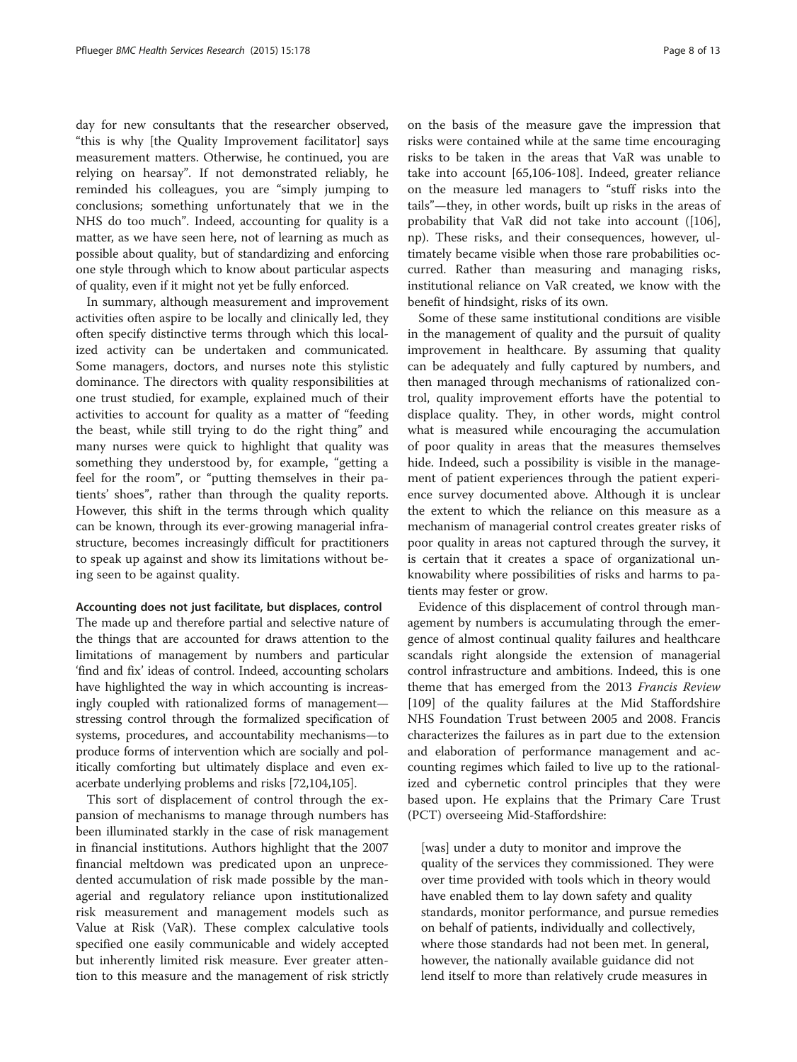day for new consultants that the researcher observed, "this is why [the Quality Improvement facilitator] says measurement matters. Otherwise, he continued, you are relying on hearsay". If not demonstrated reliably, he reminded his colleagues, you are "simply jumping to conclusions; something unfortunately that we in the NHS do too much". Indeed, accounting for quality is a matter, as we have seen here, not of learning as much as possible about quality, but of standardizing and enforcing one style through which to know about particular aspects of quality, even if it might not yet be fully enforced.

In summary, although measurement and improvement activities often aspire to be locally and clinically led, they often specify distinctive terms through which this localized activity can be undertaken and communicated. Some managers, doctors, and nurses note this stylistic dominance. The directors with quality responsibilities at one trust studied, for example, explained much of their activities to account for quality as a matter of "feeding the beast, while still trying to do the right thing" and many nurses were quick to highlight that quality was something they understood by, for example, "getting a feel for the room", or "putting themselves in their patients' shoes", rather than through the quality reports. However, this shift in the terms through which quality can be known, through its ever-growing managerial infrastructure, becomes increasingly difficult for practitioners to speak up against and show its limitations without being seen to be against quality.

#### Accounting does not just facilitate, but displaces, control

The made up and therefore partial and selective nature of the things that are accounted for draws attention to the limitations of management by numbers and particular 'find and fix' ideas of control. Indeed, accounting scholars have highlighted the way in which accounting is increasingly coupled with rationalized forms of management—stressing control through the formalized specification of systems, procedures, and accountability mechanisms—to produce forms of intervention which are socially and politically comforting but ultimately displace and even exacerbate underlying problems and risks [72,104,105].

This sort of displacement of control through the expansion of mechanisms to manage through numbers has been illuminated starkly in the case of risk management in financial institutions. Authors highlight that the 2007 financial meltdown was predicated upon an unprecedented accumulation of risk made possible by the managerial and regulatory reliance upon institutionalized risk measurement and management models such as Value at Risk (VaR). These complex calculative tools specified one easily communicable and widely accepted but inherently limited risk measure. Ever greater attention to this measure and the management of risk strictly on the basis of the measure gave the impression that risks were contained while at the same time encouraging risks to be taken in the areas that VaR was unable to take into account [65,106-108]. Indeed, greater reliance on the measure led managers to "stuff risks into the tails"—they, in other words, built up risks in the areas of probability that VaR did not take into account ([106], np). These risks, and their consequences, however, ultimately became visible when those rare probabilities occurred. Rather than measuring and managing risks, institutional reliance on VaR created, we know with the benefit of hindsight, risks of its own.

Some of these same institutional conditions are visible in the management of quality and the pursuit of quality improvement in healthcare. By assuming that quality can be adequately and fully captured by numbers, and then managed through mechanisms of rationalized control, quality improvement efforts have the potential to displace quality. They, in other words, might control what is measured while encouraging the accumulation of poor quality in areas that the measures themselves hide. Indeed, such a possibility is visible in the management of patient experiences through the patient experience survey documented above. Although it is unclear the extent to which the reliance on this measure as a mechanism of managerial control creates greater risks of poor quality in areas not captured through the survey, it is certain that it creates a space of organizational unknowability where possibilities of risks and harms to patients may fester or grow.

Evidence of this displacement of control through management by numbers is accumulating through the emergence of almost continual quality failures and healthcare scandals right alongside the extension of managerial control infrastructure and ambitions. Indeed, this is one theme that has emerged from the 2013 *Francis Review* [109] of the quality failures at the Mid Staffordshire NHS Foundation Trust between 2005 and 2008. Francis characterizes the failures as in part due to the extension and elaboration of performance management and accounting regimes which failed to live up to the rationalized and cybernetic control principles that they were based upon. He explains that the Primary Care Trust (PCT) overseeing Mid-Staffordshire:

> [was] under a duty to monitor and improve the quality of the services they commissioned. They were over time provided with tools which in theory would have enabled them to lay down safety and quality standards, monitor performance, and pursue remedies on behalf of patients, individually and collectively, where those standards had not been met. In general, however, the nationally available guidance did not lend itself to more than relatively crude measures in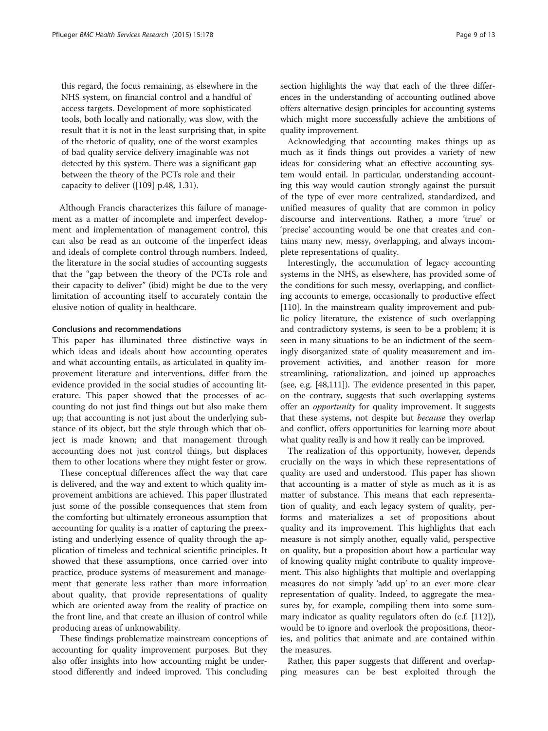this regard, the focus remaining, as elsewhere in the NHS system, on financial control and a handful of access targets. Development of more sophisticated tools, both locally and nationally, was slow, with the result that it is not in the least surprising that, in spite of the rhetoric of quality, one of the worst examples of bad quality service delivery imaginable was not detected by this system. There was a significant gap between the theory of the PCTs role and their capacity to deliver ([109] p.48, 1.31).

Although Francis characterizes this failure of management as a matter of incomplete and imperfect development and implementation of management control, this can also be read as an outcome of the imperfect ideas and ideals of complete control through numbers. Indeed, the literature in the social studies of accounting suggests that the "gap between the theory of the PCTs role and their capacity to deliver" (ibid) might be due to the very limitation of accounting itself to accurately contain the elusive notion of quality in healthcare.

## Conclusions and recommendations

This paper has illuminated three distinctive ways in which ideas and ideals about how accounting operates and what accounting entails, as articulated in quality improvement literature and interventions, differ from the evidence provided in the social studies of accounting literature. This paper showed that the processes of accounting do not just find things out but also make them up; that accounting is not just about the underlying substance of its object, but the style through which that object is made known; and that management through accounting does not just control things, but displaces them to other locations where they might fester or grow.

These conceptual differences affect the way that care is delivered, and the way and extent to which quality improvement ambitions are achieved. This paper illustrated just some of the possible consequences that stem from the comforting but ultimately erroneous assumption that accounting for quality is a matter of capturing the preexisting and underlying essence of quality through the application of timeless and technical scientific principles. It showed that these assumptions, once carried over into practice, produce systems of measurement and management that generate less rather than more information about quality, that provide representations of quality which are oriented away from the reality of practice on the front line, and that create an illusion of control while producing areas of unknowability.

These findings problematize mainstream conceptions of accounting for quality improvement purposes. But they also offer insights into how accounting might be understood differently and indeed improved. This concluding section highlights the way that each of the three differences in the understanding of accounting outlined above offers alternative design principles for accounting systems which might more successfully achieve the ambitions of quality improvement.

Acknowledging that accounting makes things up as much as it finds things out provides a variety of new ideas for considering what an effective accounting system would entail. In particular, understanding accounting this way would caution strongly against the pursuit of the type of ever more centralized, standardized, and unified measures of quality that are common in policy discourse and interventions. Rather, a more 'true' or 'precise' accounting would be one that creates and contains many new, messy, overlapping, and always incomplete representations of quality.

Interestingly, the accumulation of legacy accounting systems in the NHS, as elsewhere, has provided some of the conditions for such messy, overlapping, and conflicting accounts to emerge, occasionally to productive effect [110]. In the mainstream quality improvement and public policy literature, the existence of such overlapping and contradictory systems, is seen to be a problem; it is seen in many situations to be an indictment of the seemingly disorganized state of quality measurement and improvement activities, and another reason for more streamlining, rationalization, and joined up approaches (see, e.g. [48,111]). The evidence presented in this paper, on the contrary, suggests that such overlapping systems offer an *opportunity* for quality improvement. It suggests that these systems, not despite but *because* they overlap and conflict, offers opportunities for learning more about what quality really is and how it really can be improved.

The realization of this opportunity, however, depends crucially on the ways in which these representations of quality are used and understood. This paper has shown that accounting is a matter of style as much as it is as matter of substance. This means that each representation of quality, and each legacy system of quality, performs and materializes a set of propositions about quality and its improvement. This highlights that each measure is not simply another, equally valid, perspective on quality, but a proposition about how a particular way of knowing quality might contribute to quality improvement. This also highlights that multiple and overlapping measures do not simply 'add up' to an ever more clear representation of quality. Indeed, to aggregate the measures by, for example, compiling them into some summary indicator as quality regulators often do (c.f. [112]), would be to ignore and overlook the propositions, theories, and politics that animate and are contained within the measures.

Rather, this paper suggests that different and overlapping measures can be best exploited through the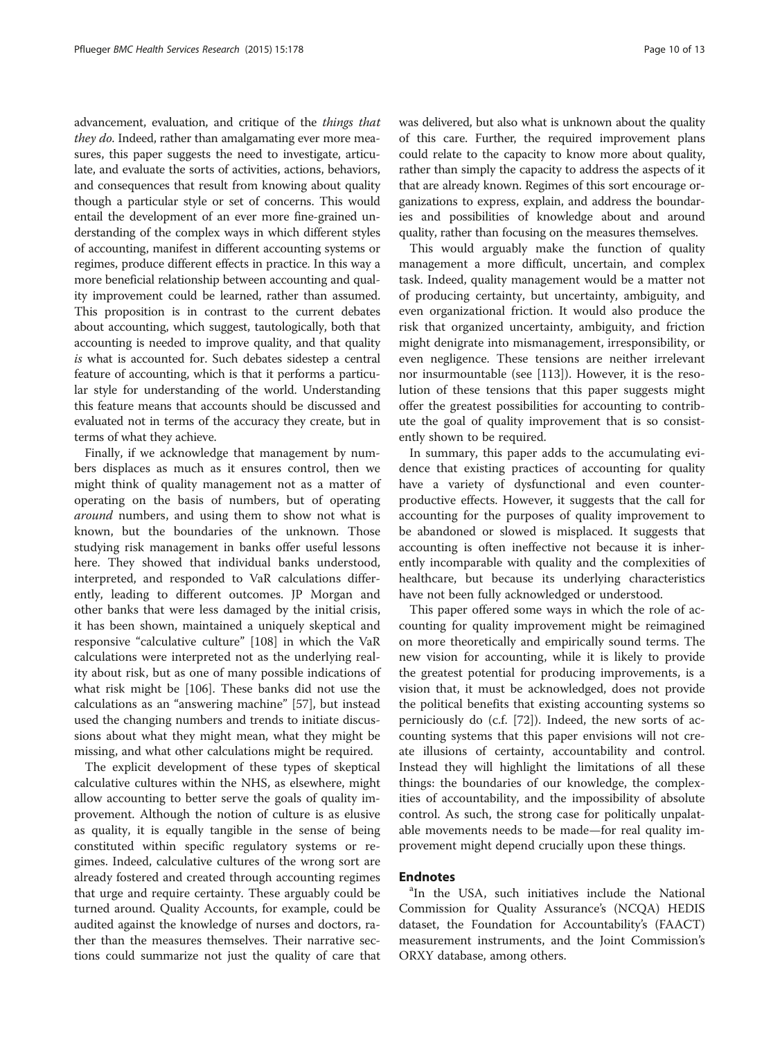advancement, evaluation, and critique of the *things that they do*. Indeed, rather than amalgamating ever more measures, this paper suggests the need to investigate, articulate, and evaluate the sorts of activities, actions, behaviors, and consequences that result from knowing about quality though a particular style or set of concerns. This would entail the development of an ever more fine-grained understanding of the complex ways in which different styles of accounting, manifest in different accounting systems or regimes, produce different effects in practice. In this way a more beneficial relationship between accounting and quality improvement could be learned, rather than assumed. This proposition is in contrast to the current debates about accounting, which suggest, tautologically, both that accounting is needed to improve quality, and that quality *is* what is accounted for. Such debates sidestep a central feature of accounting, which is that it performs a particular style for understanding of the world. Understanding this feature means that accounts should be discussed and evaluated not in terms of the accuracy they create, but in terms of what they achieve.

Finally, if we acknowledge that management by numbers displaces as much as it ensures control, then we might think of quality management not as a matter of operating on the basis of numbers, but of operating *around* numbers, and using them to show not what is known, but the boundaries of the unknown. Those studying risk management in banks offer useful lessons here. They showed that individual banks understood, interpreted, and responded to VaR calculations differently, leading to different outcomes. JP Morgan and other banks that were less damaged by the initial crisis, it has been shown, maintained a uniquely skeptical and responsive "calculative culture" [108] in which the VaR calculations were interpreted not as the underlying reality about risk, but as one of many possible indications of what risk might be [106]. These banks did not use the calculations as an "answering machine" [57], but instead used the changing numbers and trends to initiate discussions about what they might mean, what they might be missing, and what other calculations might be required.

The explicit development of these types of skeptical calculative cultures within the NHS, as elsewhere, might allow accounting to better serve the goals of quality improvement. Although the notion of culture is as elusive as quality, it is equally tangible in the sense of being constituted within specific regulatory systems or regimes. Indeed, calculative cultures of the wrong sort are already fostered and created through accounting regimes that urge and require certainty. These arguably could be turned around. Quality Accounts, for example, could be audited against the knowledge of nurses and doctors, rather than the measures themselves. Their narrative sections could summarize not just the quality of care that was delivered, but also what is unknown about the quality of this care. Further, the required improvement plans could relate to the capacity to know more about quality, rather than simply the capacity to address the aspects of it that are already known. Regimes of this sort encourage organizations to express, explain, and address the boundaries and possibilities of knowledge about and around quality, rather than focusing on the measures themselves.

This would arguably make the function of quality management a more difficult, uncertain, and complex task. Indeed, quality management would be a matter not of producing certainty, but uncertainty, ambiguity, and even organizational friction. It would also produce the risk that organized uncertainty, ambiguity, and friction might denigrate into mismanagement, irresponsibility, or even negligence. These tensions are neither irrelevant nor insurmountable (see [113]). However, it is the resolution of these tensions that this paper suggests might offer the greatest possibilities for accounting to contribute the goal of quality improvement that is so consistently shown to be required.

In summary, this paper adds to the accumulating evidence that existing practices of accounting for quality have a variety of dysfunctional and even counterproductive effects. However, it suggests that the call for accounting for the purposes of quality improvement to be abandoned or slowed is misplaced. It suggests that accounting is often ineffective not because it is inherently incomparable with quality and the complexities of healthcare, but because its underlying characteristics have not been fully acknowledged or understood.

This paper offered some ways in which the role of accounting for quality improvement might be reimagined on more theoretically and empirically sound terms. The new vision for accounting, while it is likely to provide the greatest potential for producing improvements, is a vision that, it must be acknowledged, does not provide the political benefits that existing accounting systems so perniciously do (c.f. [72]). Indeed, the new sorts of accounting systems that this paper envisions will not create illusions of certainty, accountability and control. Instead they will highlight the limitations of all these things: the boundaries of our knowledge, the complexities of accountability, and the impossibility of absolute control. As such, the strong case for politically unpalatable movements needs to be made—for real quality improvement might depend crucially upon these things.

## Endnotes

[a]In the USA, such initiatives include the National Commission for Quality Assurance's (NCQA) HEDIS dataset, the Foundation for Accountability's (FAACT) measurement instruments, and the Joint Commission's ORXY database, among others.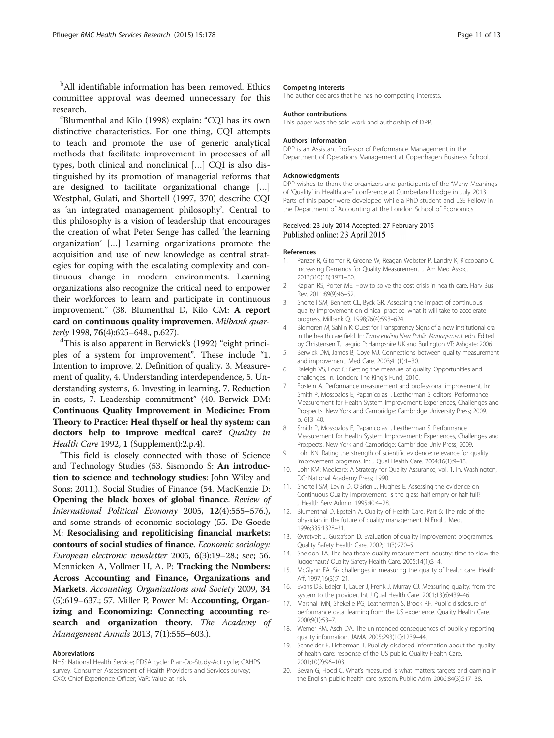[b]All identifiable information has been removed. Ethics committee approval was deemed unnecessary for this research.

[c]Blumenthal and Kilo (1998) explain: "CQI has its own distinctive characteristics. For one thing, CQI attempts to teach and promote the use of generic analytical methods that facilitate improvement in processes of all types, both clinical and nonclinical […] CQI is also distinguished by its promotion of managerial reforms that are designed to facilitate organizational change […] Westphal, Gulati, and Shortell (1997, 370) describe CQI as 'an integrated management philosophy'. Central to this philosophy is a vision of leadership that encourages the creation of what Peter Senge has called 'the learning organization' […] Learning organizations promote the acquisition and use of new knowledge as central strategies for coping with the escalating complexity and continuous change in modern environments. Learning organizations also recognize the critical need to empower their workforces to learn and participate in continuous improvement." (38. Blumenthal D, Kilo CM: **A report card on continuous quality improvemen**. *Milbank quarterly* 1998, **76**(4):625–648., p.627).

[d]This is also apparent in Berwick's (1992) "eight principles of a system for improvement". These include "1. Intention to improve, 2. Definition of quality, 3. Measurement of quality, 4. Understanding interdependence, 5. Understanding systems, 6. Investing in learning, 7. Reduction in costs, 7. Leadership commitment" (40. Berwick DM: **Continuous Quality Improvement in Medicine: From Theory to Practice: Heal thyself or heal thy system: can doctors help to improve medical care?** *Quality in Health Care* 1992, **1** (Supplement):2.p.4).

[e]This field is closely connected with those of Science and Technology Studies (53. Sismondo S: **An introduction to science and technology studies**: John Wiley and Sons; 2011.), Social Studies of Finance (54. MacKenzie D: **Opening the black boxes of global finance**. *Review of International Political Economy* 2005, **12**(4):555–576.), and some strands of economic sociology (55. De Goede M: **Resocialising and repoliticising financial markets: contours of social studies of finance**. *Economic sociology: European electronic newsletter* 2005, **6**(3):19–28.; see; 56. Mennicken A, Vollmer H, A. P: **Tracking the Numbers: Across Accounting and Finance, Organizations and Markets**. *Accounting, Organizations and Society* 2009, **34** (5):619–637.; 57. Miller P, Power M: **Accounting, Organizing and Economizing: Connecting accounting research and organization theory**. *The Academy of Management Annals* 2013, **7**(1):555–603.).

#### Abbreviations

NHS: National Health Service; PDSA cycle: Plan-Do-Study-Act cycle; CAHPS survey: Consumer Assessment of Health Providers and Services survey; CXO: Chief Experience Officer; VaR: Value at risk.

#### Competing interests

The author declares that he has no competing interests.

#### Author contributions

This paper was the sole work and authorship of DPP.

#### Authors' information

DPP is an Assistant Professor of Performance Management in the Department of Operations Management at Copenhagen Business School.

#### Acknowledgments

DPP wishes to thank the organizers and participants of the "Many Meanings of 'Quality' in Healthcare" conference at Cumberland Lodge in July 2013. Parts of this paper were developed while a PhD student and LSE Fellow in the Department of Accounting at the London School of Economics.

Received: 23 July 2014 Accepted: 27 February 2015
Published online: 23 April 2015

#### References

1. Panzer R, Gitomer R, Greene W, Reagan Webster P, Landry K, Riccobano C. Increasing Demands for Quality Measurement. J Am Med Assoc. 2013;310(18):1971–80.
2. Kaplan RS, Porter ME. How to solve the cost crisis in health care. Harv Bus Rev. 2011;89(9):46–52.
3. Shortell SM, Bennett CL, Byck GR. Assessing the impact of continuous quality improvement on clinical practice: what it will take to accelerate progress. Milbank Q. 1998;76(4):593–624.
4. Blomgren M, Sahlin K: Quest for Transparency Signs of a new institutional era in the health care field. In: *Transcending New Public Management*. edn. Edited by Christensen T, Lægrid P: Hampshire UK and Burlington VT: Ashgate; 2006.
5. Berwick DM, James B, Coye MJ. Connections between quality measurement and improvement. Med Care. 2003;41(1):1–30.
6. Raleigh VS, Foot C: Getting the measure of quality. Opportunities and challenges. In. London: The King's Fund; 2010.
7. Epstein A. Performance measurement and professional improvement. In: Smith P, Mossoalos E, Papanicolas I, Leatherman S, editors. Performance Measurement for Health System Improvement: Experiences, Challenges and Prospects. New York and Cambridge: Cambridge University Press; 2009. p. 613–40.
8. Smith P, Mossoalos E, Papanicolas I, Leatherman S. Performance Measurement for Health System Improvement: Experiences, Challenges and Prospects. New York and Cambridge: Cambridge Univ Press; 2009.
9. Lohr KN. Rating the strength of scientific evidence: relevance for quality improvement programs. Int J Qual Health Care. 2004;16(1):9–18.
10. Lohr KM: Medicare: A Strategy for Quality Assurance, vol. 1. In. Washington, DC: National Academy Press; 1990.
11. Shortell SM, Levin D, O'Brien J, Hughes E. Assessing the evidence on Continuous Quality Improvement: Is the glass half empry or half full? J Health Serv Admin. 1995;40:4–28.
12. Blumenthal D, Epstein A. Quality of Health Care. Part 6: The role of the physician in the future of quality management. N Engl J Med. 1996;335:1328–31.
13. Øvretveit J, Gustafson D. Evaluation of quality improvement programmes. Quality Safety Health Care. 2002;11(3):270–5.
14. Sheldon TA. The healthcare quality measurement industry: time to slow the juggernaut? Quality Safety Health Care. 2005;14(1):3–4.
15. McGlynn EA. Six challenges in measuring the quality of health care. Health Aff. 1997;16(3):7–21.
16. Evans DB, Edejer T, Lauer J, Frenk J, Murray CJ. Measuring quality: from the system to the provider. Int J Qual Health Care. 2001;13(6):439–46.
17. Marshall MN, Shekelle PG, Leatherman S, Brook RH. Public disclosure of performance data: learning from the US experience. Quality Health Care. 2000;9(1):53–7.
18. Werner RM, Asch DA. The unintended consequences of publicly reporting quality information. JAMA. 2005;293(10):1239–44.
19. Schneider E, Lieberman T. Publicly disclosed information about the quality of health care: response of the US public. Quality Health Care. 2001;10(2):96–103.
20. Bevan G, Hood C. What's measured is what matters: targets and gaming in the English public health care system. Public Adm. 2006;84(3):517–38.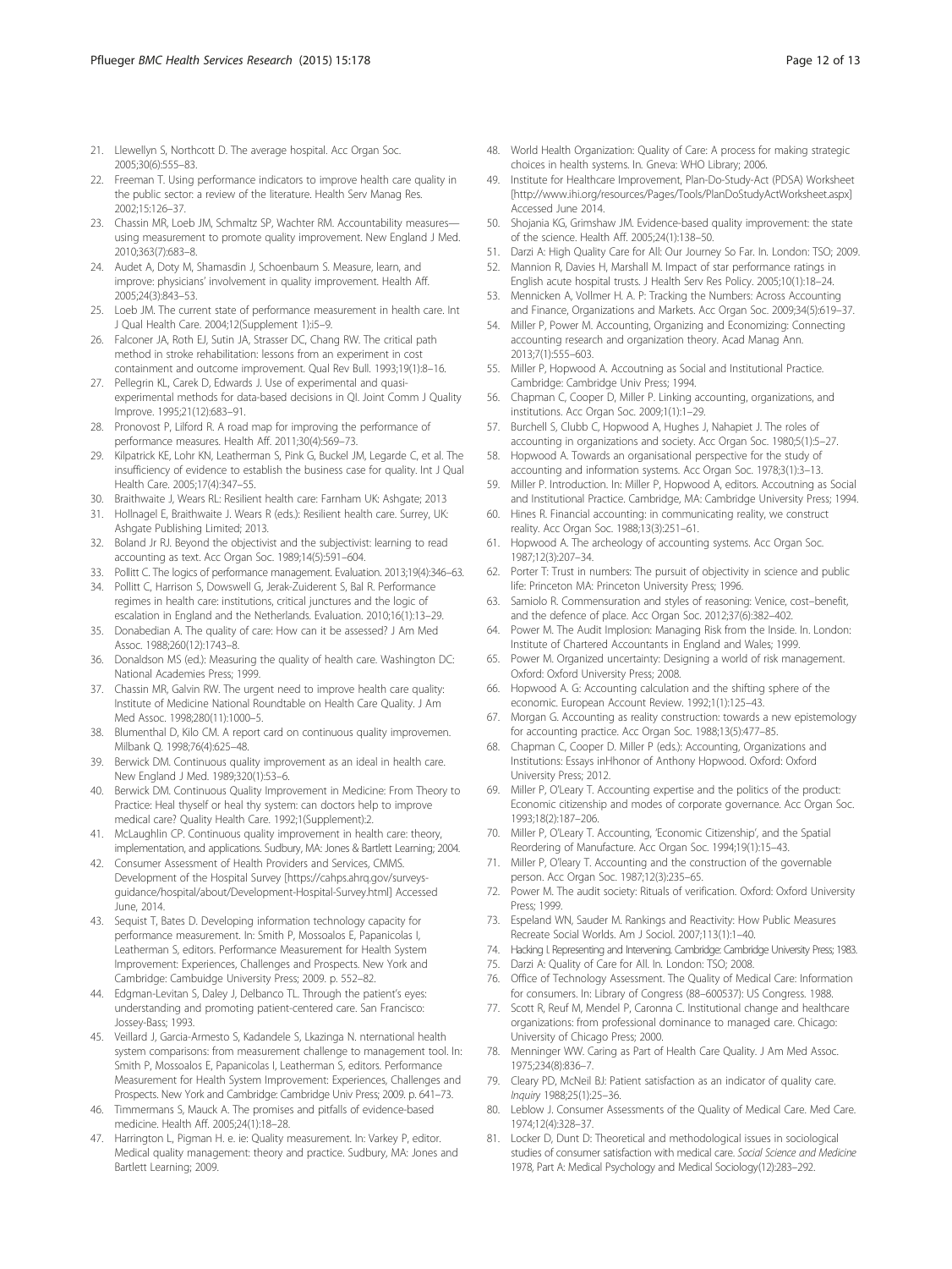21. Llewellyn S, Northcott D. The average hospital. Acc Organ Soc. 2005;30(6):555–83.
22. Freeman T. Using performance indicators to improve health care quality in the public sector: a review of the literature. Health Serv Manag Res. 2002;15:126–37.
23. Chassin MR, Loeb JM, Schmaltz SP, Wachter RM. Accountability measures—using measurement to promote quality improvement. New England J Med. 2010;363(7):683–8.
24. Audet A, Doty M, Shamasdin J, Schoenbaum S. Measure, learn, and improve: physicians' involvement in quality improvement. Health Aff. 2005;24(3):843–53.
25. Loeb JM. The current state of performance measurement in health care. Int J Qual Health Care. 2004;12(Supplement 1):i5–9.
26. Falconer JA, Roth EJ, Sutin JA, Strasser DC, Chang RW. The critical path method in stroke rehabilitation: lessons from an experiment in cost containment and outcome improvement. Qual Rev Bull. 1993;19(1):8–16.
27. Pellegrin KL, Carek D, Edwards J. Use of experimental and quasi-experimental methods for data-based decisions in QI. Joint Comm J Quality Improve. 1995;21(12):683–91.
28. Pronovost P, Lilford R. A road map for improving the performance of performance measures. Health Aff. 2011;30(4):569–73.
29. Kilpatrick KE, Lohr KN, Leatherman S, Pink G, Buckel JM, Legarde C, et al. The insufficiency of evidence to establish the business case for quality. Int J Qual Health Care. 2005;17(4):347–55.
30. Braithwaite J, Wears RL: Resilient health care: Farnham UK: Ashgate; 2013
31. Hollnagel E, Braithwaite J. Wears R (eds.): Resilient health care. Surrey, UK: Ashgate Publishing Limited; 2013.
32. Boland Jr RJ. Beyond the objectivist and the subjectivist: learning to read accounting as text. Acc Organ Soc. 1989;14(5):591–604.
33. Pollitt C. The logics of performance management. Evaluation. 2013;19(4):346–63.
34. Pollitt C, Harrison S, Dowswell G, Jerak-Zuiderent S, Bal R. Performance regimes in health care: institutions, critical junctures and the logic of escalation in England and the Netherlands. Evaluation. 2010;16(1):13–29.
35. Donabedian A. The quality of care: How can it be assessed? J Am Med Assoc. 1988;260(12):1743–8.
36. Donaldson MS (ed.): Measuring the quality of health care. Washington DC: National Academies Press; 1999.
37. Chassin MR, Galvin RW. The urgent need to improve health care quality: Institute of Medicine National Roundtable on Health Care Quality. J Am Med Assoc. 1998;280(11):1000–5.
38. Blumenthal D, Kilo CM. A report card on continuous quality improvemen. Milbank Q. 1998;76(4):625–48.
39. Berwick DM. Continuous quality improvement as an ideal in health care. New England J Med. 1989;320(1):53–6.
40. Berwick DM. Continuous Quality Improvement in Medicine: From Theory to Practice: Heal thyself or heal thy system: can doctors help to improve medical care? Quality Health Care. 1992;1(Supplement):2.
41. McLaughlin CP. Continuous quality improvement in health care: theory, implementation, and applications. Sudbury, MA: Jones & Bartlett Learning; 2004.
42. Consumer Assessment of Health Providers and Services, CMMS. Development of the Hospital Survey [https://cahps.ahrq.gov/surveys-guidance/hospital/about/Development-Hospital-Survey.html] Accessed June, 2014.
43. Sequist T, Bates D. Developing information technology capacity for performance measurement. In: Smith P, Mossoalos E, Papanicolas I, Leatherman S, editors. Performance Measurement for Health System Improvement: Experiences, Challenges and Prospects. New York and Cambridge: Cambuidge University Press; 2009. p. 552–82.
44. Edgman-Levitan S, Daley J, Delbanco TL. Through the patient's eyes: understanding and promoting patient-centered care. San Francisco: Jossey-Bass; 1993.
45. Veillard J, Garcia-Armesto S, Kadandele S, Lkazinga N. nternational health system comparisons: from measurement challenge to management tool. In: Smith P, Mossoalos E, Papanicolas I, Leatherman S, editors. Performance Measurement for Health System Improvement: Experiences, Challenges and Prospects. New York and Cambridge: Cambridge Univ Press; 2009. p. 641–73.
46. Timmermans S, Mauck A. The promises and pitfalls of evidence-based medicine. Health Aff. 2005;24(1):18–28.
47. Harrington L, Pigman H. e. ie: Quality measurement. In: Varkey P, editor. Medical quality management: theory and practice. Sudbury, MA: Jones and Bartlett Learning; 2009.
48. World Health Organization: Quality of Care: A process for making strategic choices in health systems. In. Gneva: WHO Library; 2006.
49. Institute for Healthcare Improvement, Plan-Do-Study-Act (PDSA) Worksheet [http://www.ihi.org/resources/Pages/Tools/PlanDoStudyActWorksheet.aspx] Accessed June 2014.
50. Shojania KG, Grimshaw JM. Evidence-based quality improvement: the state of the science. Health Aff. 2005;24(1):138–50.
51. Darzi A: High Quality Care for All: Our Journey So Far. In. London: TSO; 2009.
52. Mannion R, Davies H, Marshall M. Impact of star performance ratings in English acute hospital trusts. J Health Serv Res Policy. 2005;10(1):18–24.
53. Mennicken A, Vollmer H. A. P: Tracking the Numbers: Across Accounting and Finance, Organizations and Markets. Acc Organ Soc. 2009;34(5):619–37.
54. Miller P, Power M. Accounting, Organizing and Economizing: Connecting accounting research and organization theory. Acad Manag Ann. 2013;7(1):555–603.
55. Miller P, Hopwood A. Accoutning as Social and Institutional Practice. Cambridge: Cambridge Univ Press; 1994.
56. Chapman C, Cooper D, Miller P. Linking accounting, organizations, and institutions. Acc Organ Soc. 2009;1(1):1–29.
57. Burchell S, Clubb C, Hopwood A, Hughes J, Nahapiet J. The roles of accounting in organizations and society. Acc Organ Soc. 1980;5(1):5–27.
58. Hopwood A. Towards an organisational perspective for the study of accounting and information systems. Acc Organ Soc. 1978;3(1):3–13.
59. Miller P. Introduction. In: Miller P, Hopwood A, editors. Accoutning as Social and Institutional Practice. Cambridge, MA: Cambridge University Press; 1994.
60. Hines R. Financial accounting: in communicating reality, we construct reality. Acc Organ Soc. 1988;13(3):251–61.
61. Hopwood A. The archeology of accounting systems. Acc Organ Soc. 1987;12(3):207–34.
62. Porter T: Trust in numbers: The pursuit of objectivity in science and public life: Princeton MA: Princeton University Press; 1996.
63. Samiolo R. Commensuration and styles of reasoning: Venice, cost–benefit, and the defence of place. Acc Organ Soc. 2012;37(6):382–402.
64. Power M. The Audit Implosion: Managing Risk from the Inside. In. London: Institute of Chartered Accountants in England and Wales; 1999.
65. Power M. Organized uncertainty: Designing a world of risk management. Oxford: Oxford University Press; 2008.
66. Hopwood A. G: Accounting calculation and the shifting sphere of the economic. European Account Review. 1992;1(1):125–43.
67. Morgan G. Accounting as reality construction: towards a new epistemology for accounting practice. Acc Organ Soc. 1988;13(5):477–85.
68. Chapman C, Cooper D. Miller P (eds.): Accounting, Organizations and Institutions: Essays inHhonor of Anthony Hopwood. Oxford: Oxford University Press; 2012.
69. Miller P, O'Leary T. Accounting expertise and the politics of the product: Economic citizenship and modes of corporate governance. Acc Organ Soc. 1993;18(2):187–206.
70. Miller P, O'Leary T. Accounting, 'Economic Citizenship', and the Spatial Reordering of Manufacture. Acc Organ Soc. 1994;19(1):15–43.
71. Miller P, O'leary T. Accounting and the construction of the governable person. Acc Organ Soc. 1987;12(3):235–65.
72. Power M. The audit society: Rituals of verification. Oxford: Oxford University Press; 1999.
73. Espeland WN, Sauder M. Rankings and Reactivity: How Public Measures Recreate Social Worlds. Am J Sociol. 2007;113(1):1–40.
74. Hacking I. Representing and Intervening. Cambridge: Cambridge University Press; 1983.
75. Darzi A: Quality of Care for All. In. London: TSO; 2008.
76. Office of Technology Assessment. The Quality of Medical Care: Information for consumers. In: Library of Congress (88–600537): US Congress. 1988.
77. Scott R, Reuf M, Mendel P, Caronna C. Institutional change and healthcare organizations: from professional dominance to managed care. Chicago: University of Chicago Press; 2000.
78. Menninger WW. Caring as Part of Health Care Quality. J Am Med Assoc. 1975;234(8):836–7.
79. Cleary PD, McNeil BJ: Patient satisfaction as an indicator of quality care. *Inquiry* 1988;25(1):25–36.
80. Leblow J. Consumer Assessments of the Quality of Medical Care. Med Care. 1974;12(4):328–37.
81. Locker D, Dunt D: Theoretical and methodological issues in sociological studies of consumer satisfaction with medical care. *Social Science and Medicine* 1978, Part A: Medical Psychology and Medical Sociology(12):283–292.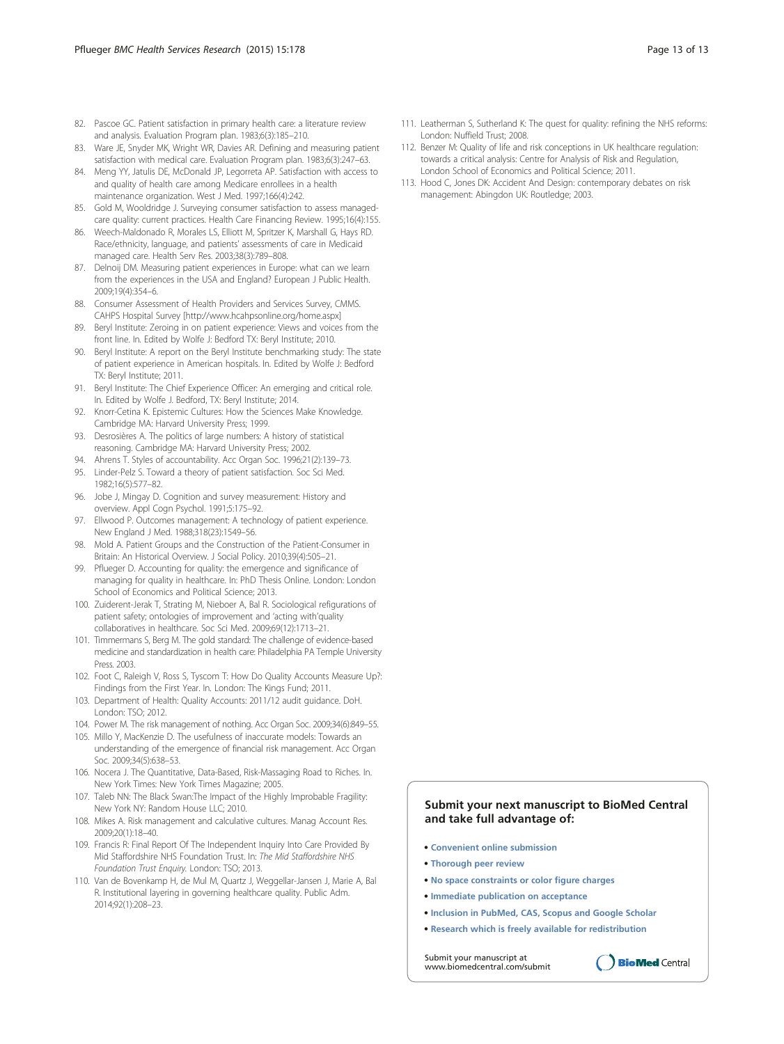82. Pascoe GC. Patient satisfaction in primary health care: a literature review and analysis. Evaluation Program plan. 1983;6(3):185–210.
83. Ware JE, Snyder MK, Wright WR, Davies AR. Defining and measuring patient satisfaction with medical care. Evaluation Program plan. 1983;6(3):247–63.
84. Meng YY, Jatulis DE, McDonald JP, Legorreta AP. Satisfaction with access to and quality of health care among Medicare enrollees in a health maintenance organization. West J Med. 1997;166(4):242.
85. Gold M, Wooldridge J. Surveying consumer satisfaction to assess managed-care quality: current practices. Health Care Financing Review. 1995;16(4):155.
86. Weech-Maldonado R, Morales LS, Elliott M, Spritzer K, Marshall G, Hays RD. Race/ethnicity, language, and patients' assessments of care in Medicaid managed care. Health Serv Res. 2003;38(3):789–808.
87. Delnoij DM. Measuring patient experiences in Europe: what can we learn from the experiences in the USA and England? European J Public Health. 2009;19(4):354–6.
88. Consumer Assessment of Health Providers and Services Survey, CMMS. CAHPS Hospital Survey [http://www.hcahpsonline.org/home.aspx]
89. Beryl Institute: Zeroing in on patient experience: Views and voices from the front line. In. Edited by Wolfe J: Bedford TX: Beryl Institute; 2010.
90. Beryl Institute: A report on the Beryl Institute benchmarking study: The state of patient experience in American hospitals. In. Edited by Wolfe J: Bedford TX: Beryl Institute; 2011.
91. Beryl Institute: The Chief Experience Officer: An emerging and critical role. In. Edited by Wolfe J. Bedford, TX: Beryl Institute; 2014.
92. Knorr-Cetina K. Epistemic Cultures: How the Sciences Make Knowledge. Cambridge MA: Harvard University Press; 1999.
93. Desrosières A. The politics of large numbers: A history of statistical reasoning. Cambridge MA: Harvard University Press; 2002.
94. Ahrens T. Styles of accountability. Acc Organ Soc. 1996;21(2):139–73.
95. Linder-Pelz S. Toward a theory of patient satisfaction. Soc Sci Med. 1982;16(5):577–82.
96. Jobe J, Mingay D. Cognition and survey measurement: History and overview. Appl Cogn Psychol. 1991;5:175–92.
97. Ellwood P. Outcomes management: A technology of patient experience. New England J Med. 1988;318(23):1549–56.
98. Mold A. Patient Groups and the Construction of the Patient-Consumer in Britain: An Historical Overview. J Social Policy. 2010;39(4):505–21.
99. Pflueger D. Accounting for quality: the emergence and significance of managing for quality in healthcare. In: PhD Thesis Online. London: London School of Economics and Political Science; 2013.
100. Zuiderent-Jerak T, Strating M, Nieboer A, Bal R. Sociological refigurations of patient safety; ontologies of improvement and 'acting with'quality collaboratives in healthcare. Soc Sci Med. 2009;69(12):1713–21.
101. Timmermans S, Berg M. The gold standard: The challenge of evidence-based medicine and standardization in health care: Philadelphia PA Temple University Press. 2003.
102. Foot C, Raleigh V, Ross S, Tyscom T: How Do Quality Accounts Measure Up?: Findings from the First Year. In. London: The Kings Fund; 2011.
103. Department of Health: Quality Accounts: 2011/12 audit guidance. DoH. London: TSO; 2012.
104. Power M. The risk management of nothing. Acc Organ Soc. 2009;34(6):849–55.
105. Millo Y, MacKenzie D. The usefulness of inaccurate models: Towards an understanding of the emergence of financial risk management. Acc Organ Soc. 2009;34(5):638–53.
106. Nocera J. The Quantitative, Data-Based, Risk-Massaging Road to Riches. In. New York Times: New York Times Magazine; 2005.
107. Taleb NN: The Black Swan:The Impact of the Highly Improbable Fragility: New York NY: Random House LLC; 2010.
108. Mikes A. Risk management and calculative cultures. Manag Account Res. 2009;20(1):18–40.
109. Francis R: Final Report Of The Independent Inquiry Into Care Provided By Mid Staffordshire NHS Foundation Trust. In: *The Mid Staffordshire NHS Foundation Trust Enquiry.* London: TSO; 2013.
110. Van de Bovenkamp H, de Mul M, Quartz J, Weggellar-Jansen J, Marie A, Bal R. Institutional layering in governing healthcare quality. Public Adm. 2014;92(1):208–23.
111. Leatherman S, Sutherland K: The quest for quality: refining the NHS reforms: London: Nuffield Trust; 2008.
112. Benzer M: Quality of life and risk conceptions in UK healthcare regulation: towards a critical analysis: Centre for Analysis of Risk and Regulation, London School of Economics and Political Science; 2011.
113. Hood C, Jones DK: Accident And Design: contemporary debates on risk management: Abingdon UK: Routledge; 2003.

**Submit your next manuscript to BioMed Central and take full advantage of:**

- **Convenient online submission**
- **Thorough peer review**
- **No space constraints or color figure charges**
- **Immediate publication on acceptance**
- **Inclusion in PubMed, CAS, Scopus and Google Scholar**
- **Research which is freely available for redistribution**

Submit your manuscript at www.biomedcentral.com/submit

BioMed Central